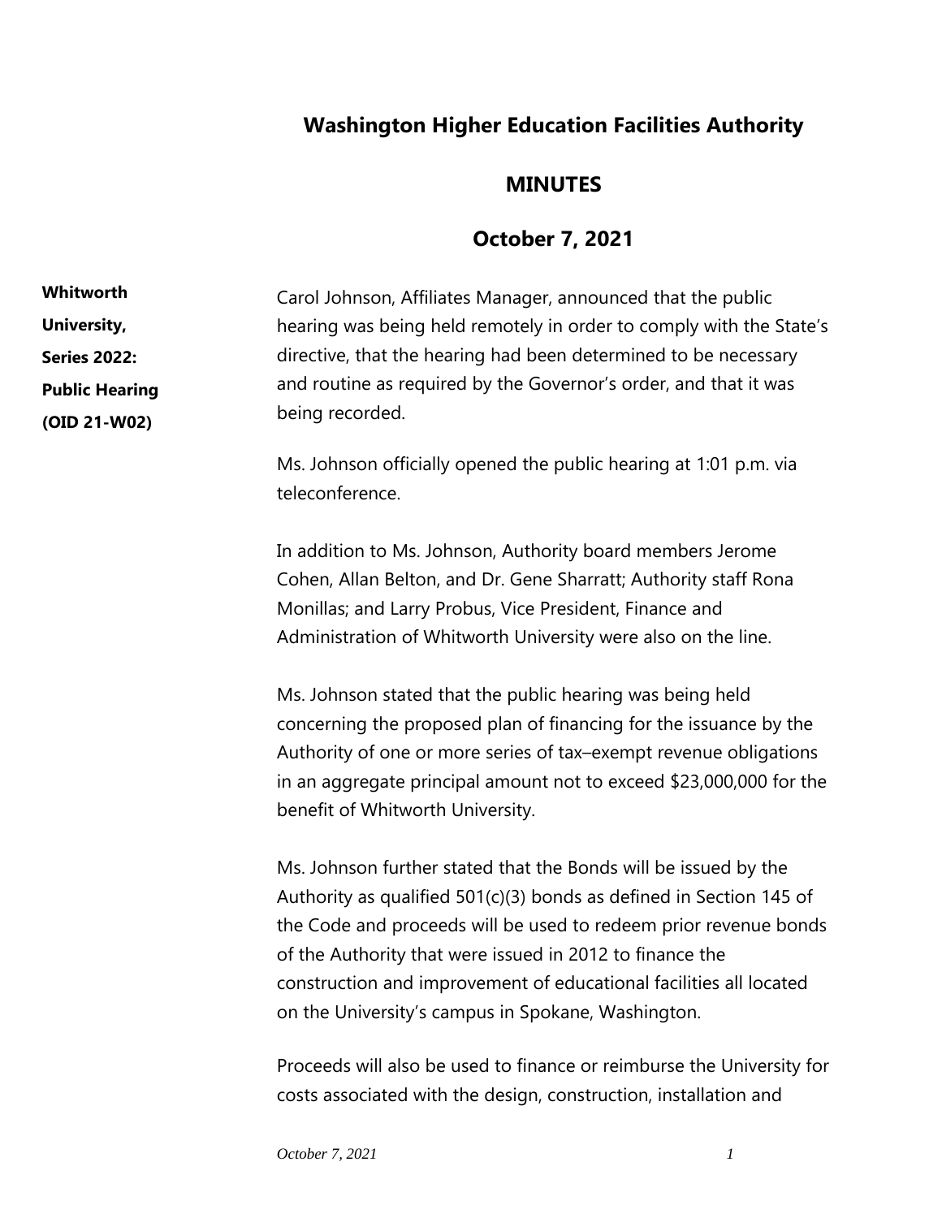# Washington Higher Education Facilities Authority

## MINUTES

## October 7, 2021

**Whitworth University, Series 2022: Public Hearing (OID 21-W02)**

Carol Johnson, Affiliates Manager, announced that the public hearing was being held remotely in order to comply with the State's directive, that the hearing had been determined to be necessary and routine as required by the Governor's order, and that it was being recorded.

Ms. Johnson officially opened the public hearing at 1:01 p.m. via teleconference.

In addition to Ms. Johnson, Authority board members Jerome Cohen, Allan Belton, and Dr. Gene Sharratt; Authority staff Rona Monillas; and Larry Probus, Vice President, Finance and Administration of Whitworth University were also on the line.

Ms. Johnson stated that the public hearing was being held concerning the proposed plan of financing for the issuance by the Authority of one or more series of tax–exempt revenue obligations in an aggregate principal amount not to exceed $23,000,000 for the benefit of Whitworth University.

Ms. Johnson further stated that the Bonds will be issued by the Authority as qualified 501(c)(3) bonds as defined in Section 145 of the Code and proceeds will be used to redeem prior revenue bonds of the Authority that were issued in 2012 to finance the construction and improvement of educational facilities all located on the University's campus in Spokane, Washington.

Proceeds will also be used to finance or reimburse the University for costs associated with the design, construction, installation and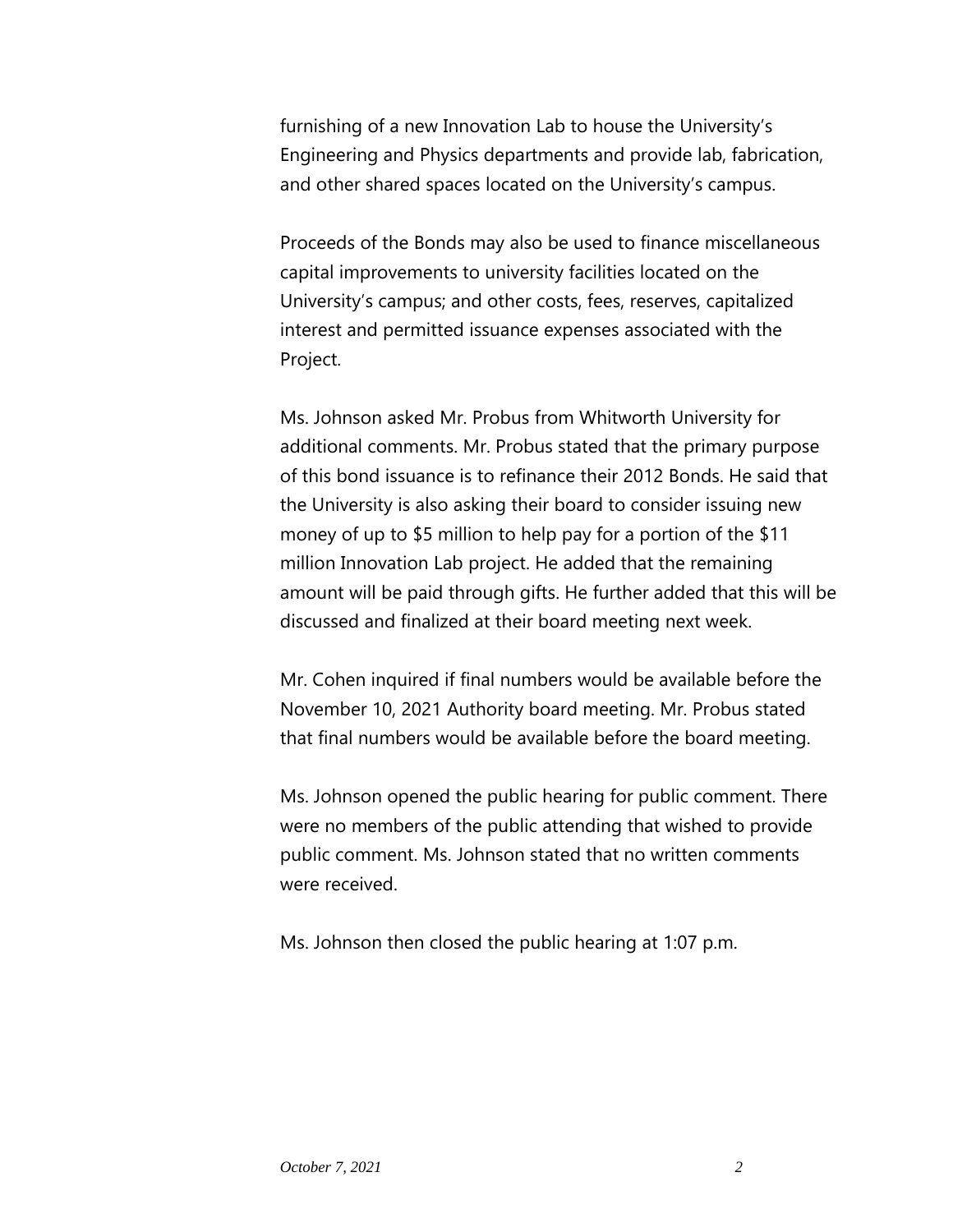furnishing of a new Innovation Lab to house the University's Engineering and Physics departments and provide lab, fabrication, and other shared spaces located on the University's campus.

Proceeds of the Bonds may also be used to finance miscellaneous capital improvements to university facilities located on the University's campus; and other costs, fees, reserves, capitalized interest and permitted issuance expenses associated with the Project.

Ms. Johnson asked Mr. Probus from Whitworth University for additional comments. Mr. Probus stated that the primary purpose of this bond issuance is to refinance their 2012 Bonds. He said that the University is also asking their board to consider issuing new money of up to $5 million to help pay for a portion of the $11 million Innovation Lab project. He added that the remaining amount will be paid through gifts. He further added that this will be discussed and finalized at their board meeting next week.

Mr. Cohen inquired if final numbers would be available before the November 10, 2021 Authority board meeting. Mr. Probus stated that final numbers would be available before the board meeting.

Ms. Johnson opened the public hearing for public comment. There were no members of the public attending that wished to provide public comment. Ms. Johnson stated that no written comments were received.

Ms. Johnson then closed the public hearing at 1:07 p.m.